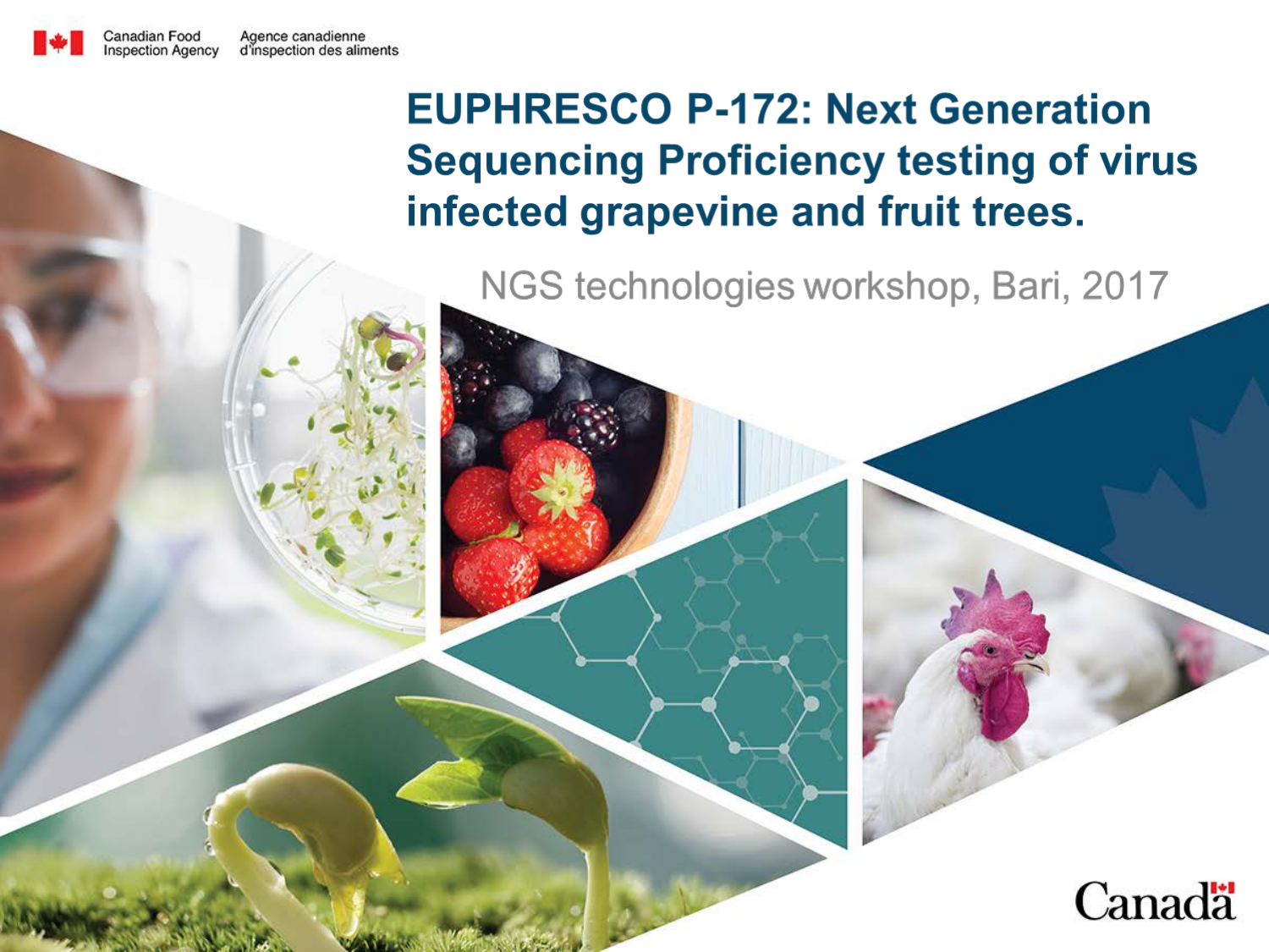Canadian Food Inspection Agency    Agence canadienne d'inspection des aliments

# EUPHRESCO P-172: Next Generation Sequencing Proficiency testing of virus infected grapevine and fruit trees.

NGS technologies workshop, Bari, 2017

Canada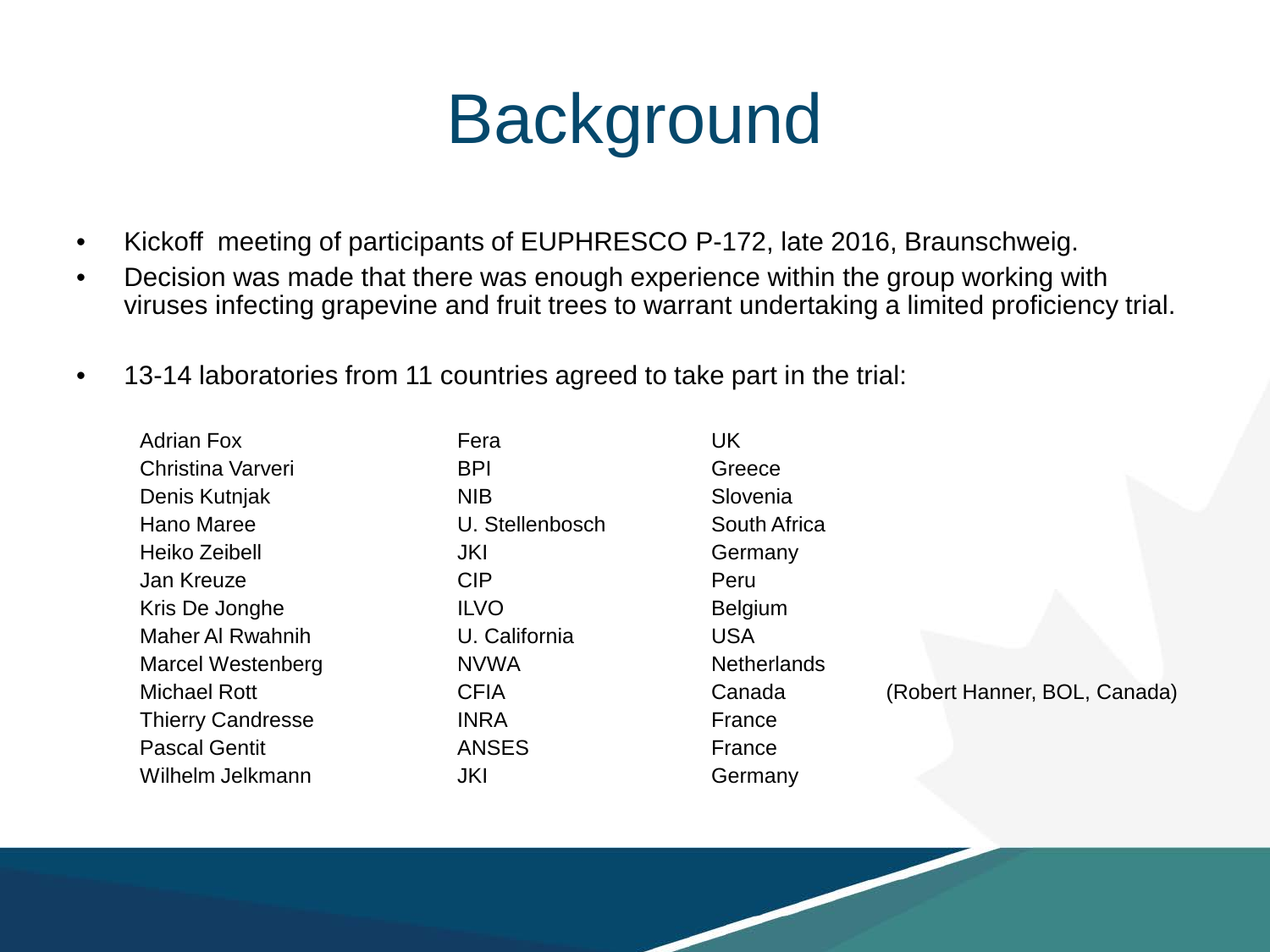# Background

- Kickoff meeting of participants of EUPHRESCO P-172, late 2016, Braunschweig.
- Decision was made that there was enough experience within the group working with viruses infecting grapevine and fruit trees to warrant undertaking a limited proficiency trial.
- 13-14 laboratories from 11 countries agreed to take part in the trial:

| | | | |
|---|---|---|---|
| Adrian Fox | Fera | UK | |
| Christina Varveri | BPI | Greece | |
| Denis Kutnjak | NIB | Slovenia | |
| Hano Maree | U. Stellenbosch | South Africa | |
| Heiko Zeibell | JKI | Germany | |
| Jan Kreuze | CIP | Peru | |
| Kris De Jonghe | ILVO | Belgium | |
| Maher Al Rwahnih | U. California | USA | |
| Marcel Westenberg | NVWA | Netherlands | |
| Michael Rott | CFIA | Canada | (Robert Hanner, BOL, Canada) |
| Thierry Candresse | INRA | France | |
| Pascal Gentit | ANSES | France | |
| Wilhelm Jelkmann | JKI | Germany | |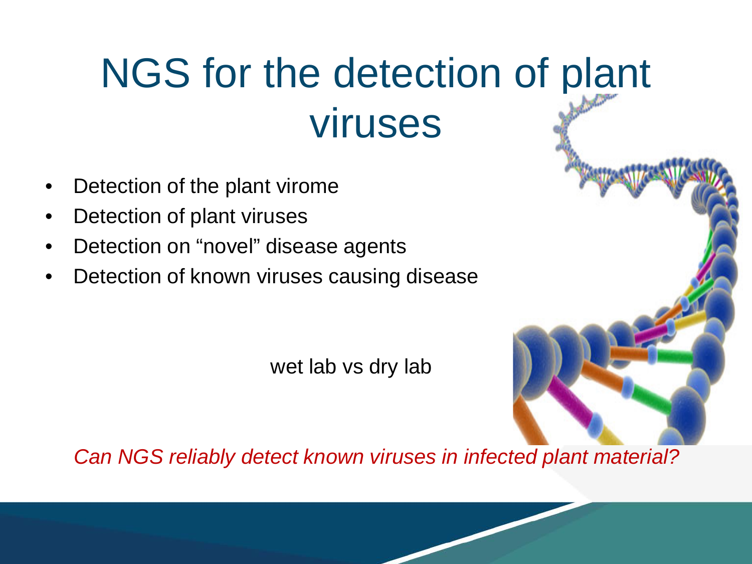# NGS for the detection of plant viruses

- Detection of the plant virome
- Detection of plant viruses
- Detection on “novel” disease agents
- Detection of known viruses causing disease

wet lab vs dry lab

*Can NGS reliably detect known viruses in infected plant material?*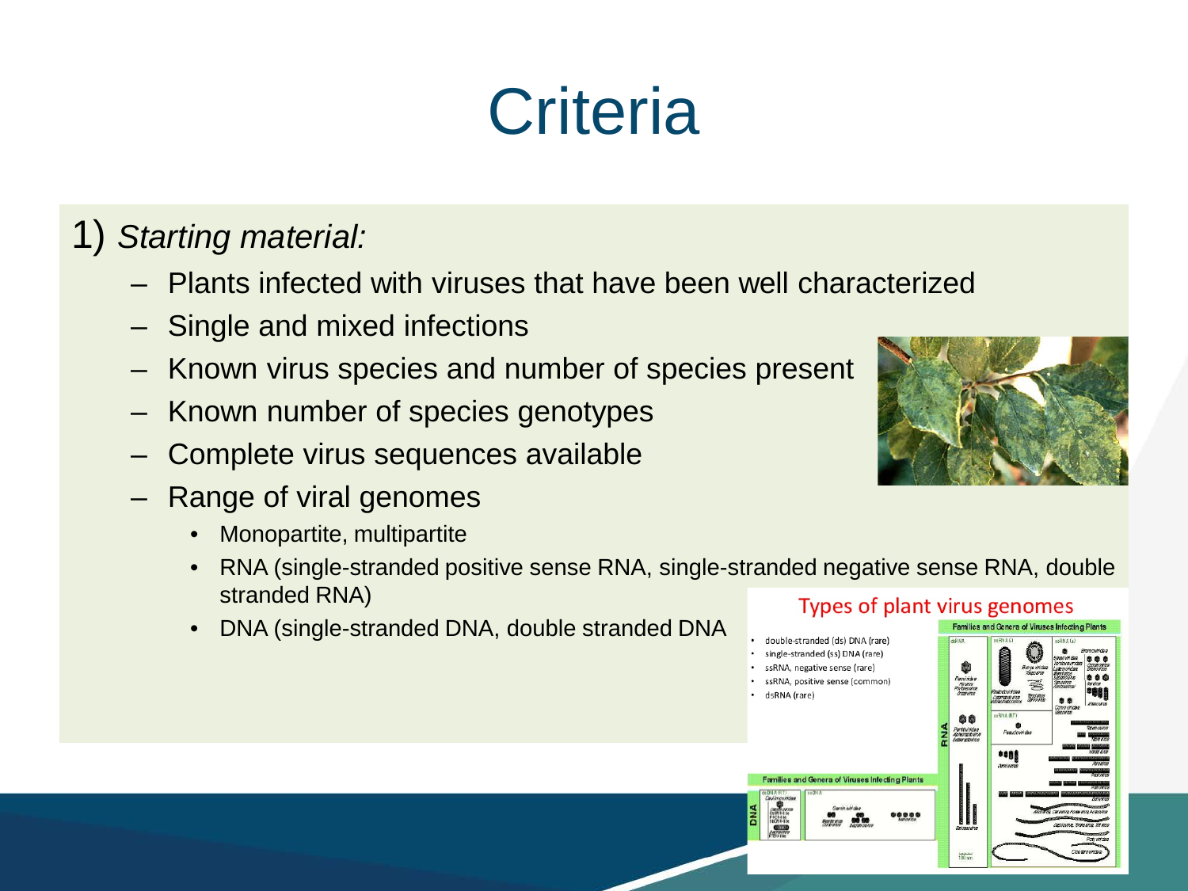# Criteria

1) *Starting material:*

- Plants infected with viruses that have been well characterized
- Single and mixed infections
- Known virus species and number of species present
- Known number of species genotypes
- Complete virus sequences available
- Range of viral genomes
  - Monopartite, multipartite
  - RNA (single-stranded positive sense RNA, single-stranded negative sense RNA, double stranded RNA)
  - DNA (single-stranded DNA, double stranded DNA

Types of plant virus genomes

- double-stranded (ds) DNA (rare)
- single-stranded (ss) DNA (rare)
- ssRNA, negative sense (rare)
- ssRNA, positive sense (common)
- dsRNA (rare)

Families and Genera of Viruses Infecting Plants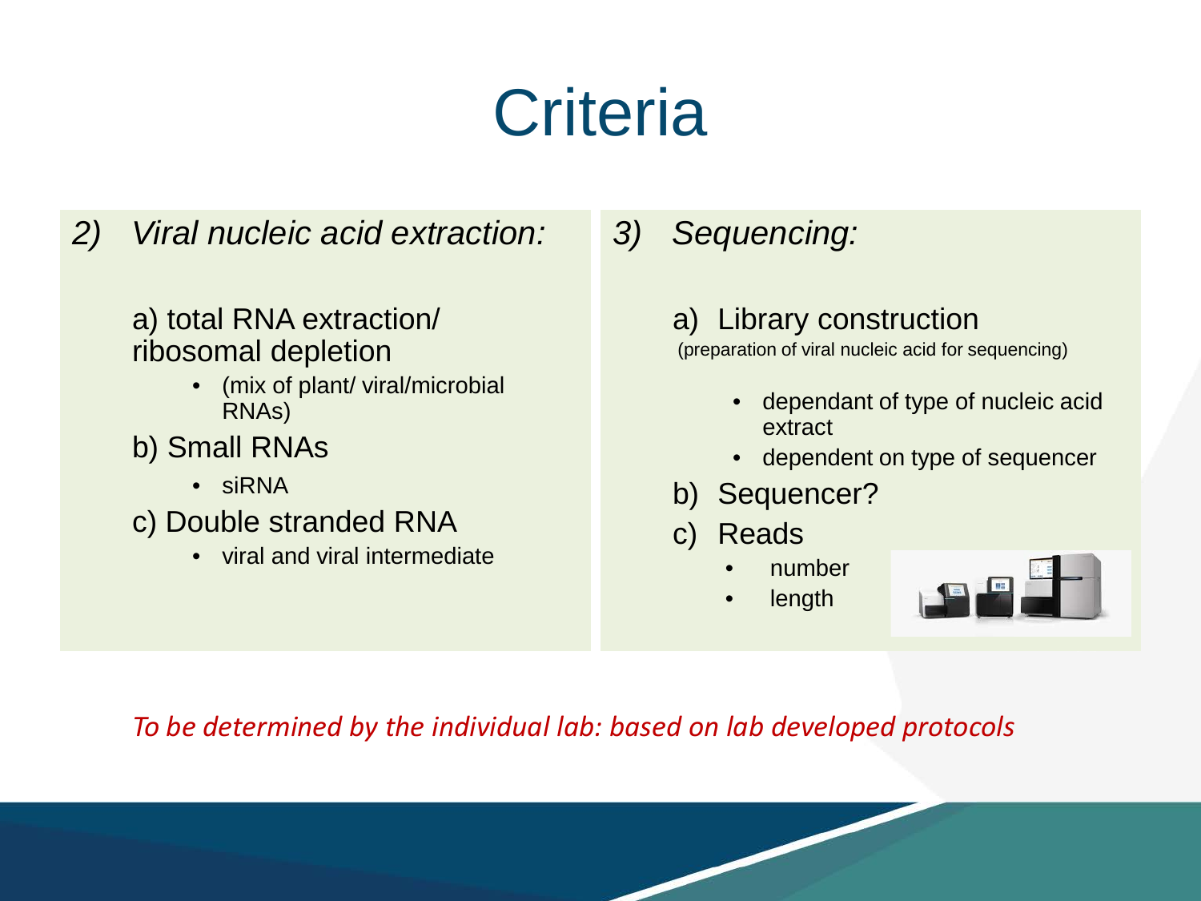# Criteria

*2) Viral nucleic acid extraction:*

a) total RNA extraction/ ribosomal depletion

- (mix of plant/ viral/microbial RNAs)

b) Small RNAs

- siRNA

c) Double stranded RNA

- viral and viral intermediate

*3) Sequencing:*

a) Library construction

(preparation of viral nucleic acid for sequencing)

- dependant of type of nucleic acid extract
- dependent on type of sequencer

b) Sequencer?

c) Reads

- number
- length

*To be determined by the individual lab: based on lab developed protocols*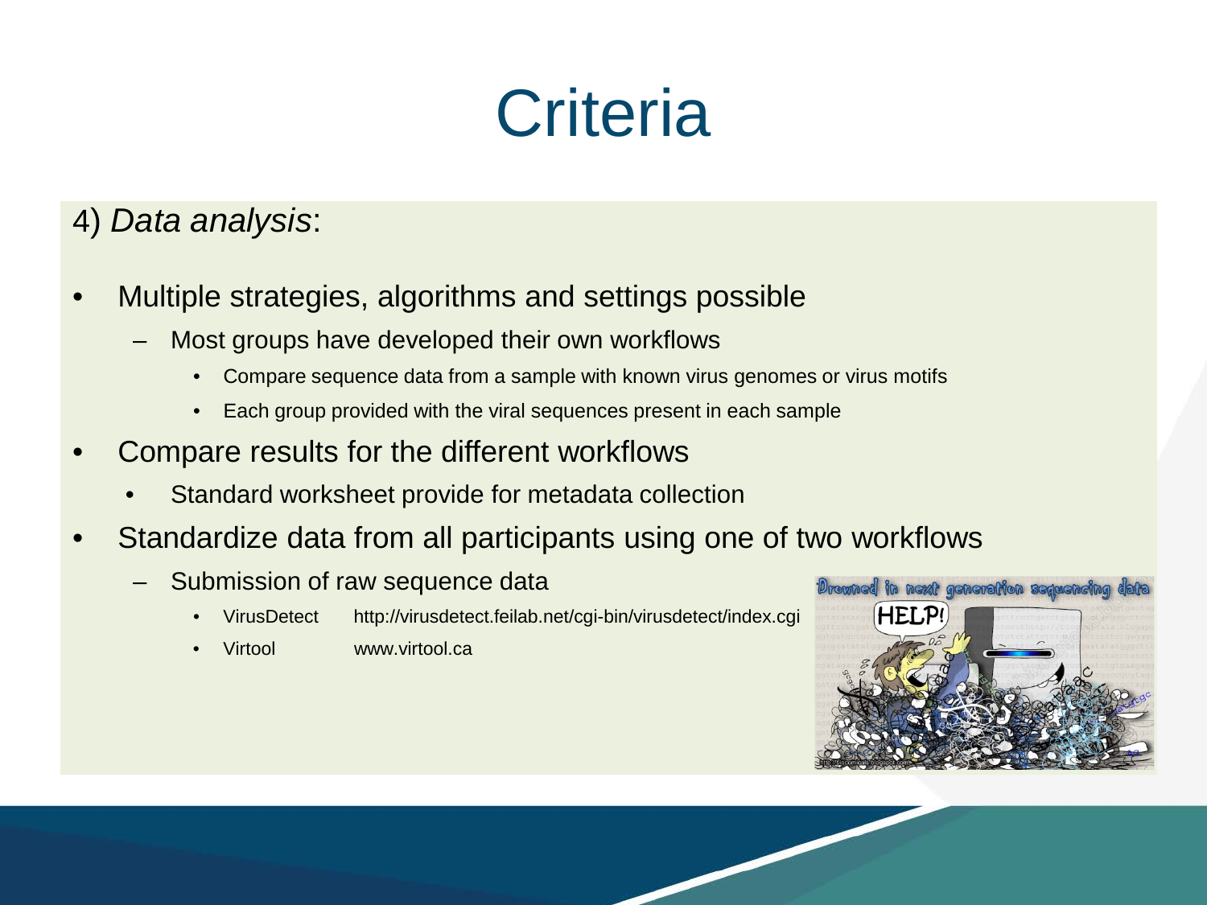# Criteria

4) *Data analysis*:

- Multiple strategies, algorithms and settings possible
  - Most groups have developed their own workflows
    - Compare sequence data from a sample with known virus genomes or virus motifs
    - Each group provided with the viral sequences present in each sample
- Compare results for the different workflows
  - Standard worksheet provide for metadata collection
- Standardize data from all participants using one of two workflows
  - Submission of raw sequence data
    - VirusDetect http://virusdetect.feilab.net/cgi-bin/virusdetect/index.cgi
    - Virtool www.virtool.ca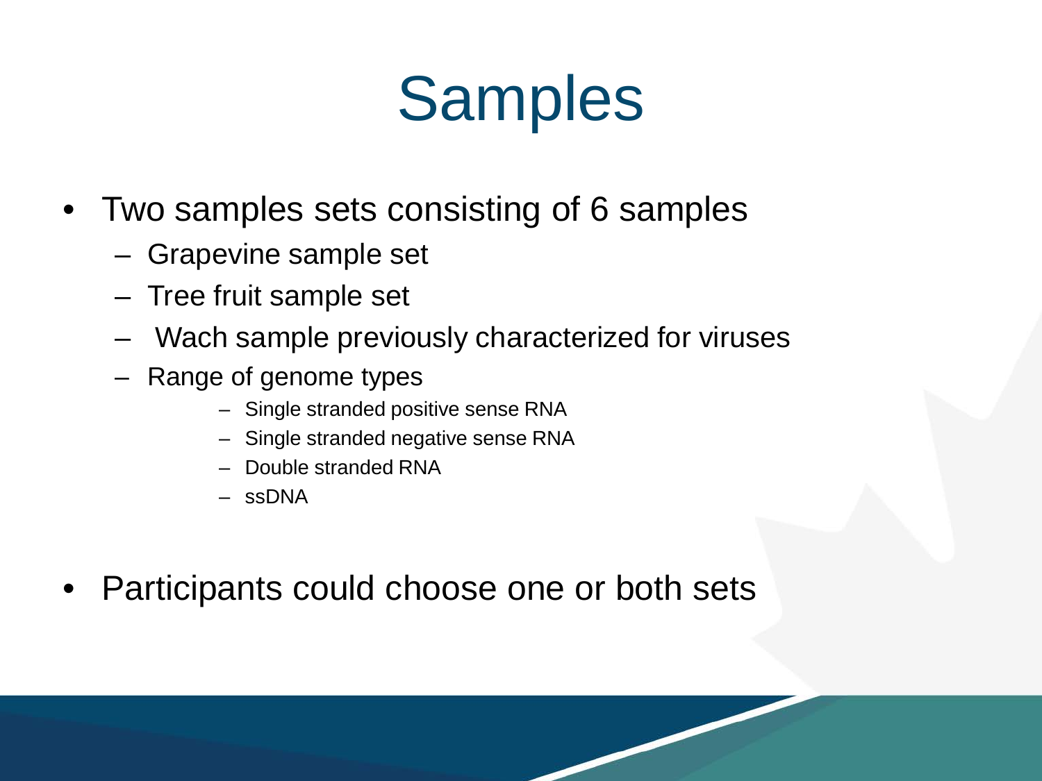# Samples

- Two samples sets consisting of 6 samples
  - Grapevine sample set
  - Tree fruit sample set
  - Wach sample previously characterized for viruses
  - Range of genome types
    - Single stranded positive sense RNA
    - Single stranded negative sense RNA
    - Double stranded RNA
    - ssDNA

- Participants could choose one or both sets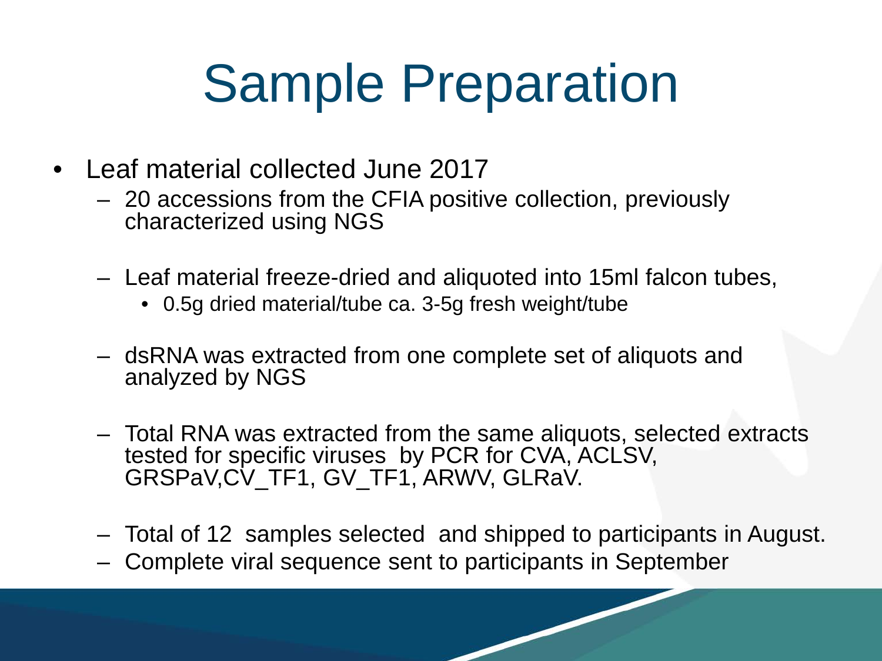# Sample Preparation

- Leaf material collected June 2017
  - 20 accessions from the CFIA positive collection, previously characterized using NGS
  - Leaf material freeze-dried and aliquoted into 15ml falcon tubes,
    - 0.5g dried material/tube ca. 3-5g fresh weight/tube
  - dsRNA was extracted from one complete set of aliquots and analyzed by NGS
  - Total RNA was extracted from the same aliquots, selected extracts tested for specific viruses by PCR for CVA, ACLSV, GRSPaV,CV_TF1, GV_TF1, ARWV, GLRaV.
  - Total of 12 samples selected and shipped to participants in August.
  - Complete viral sequence sent to participants in September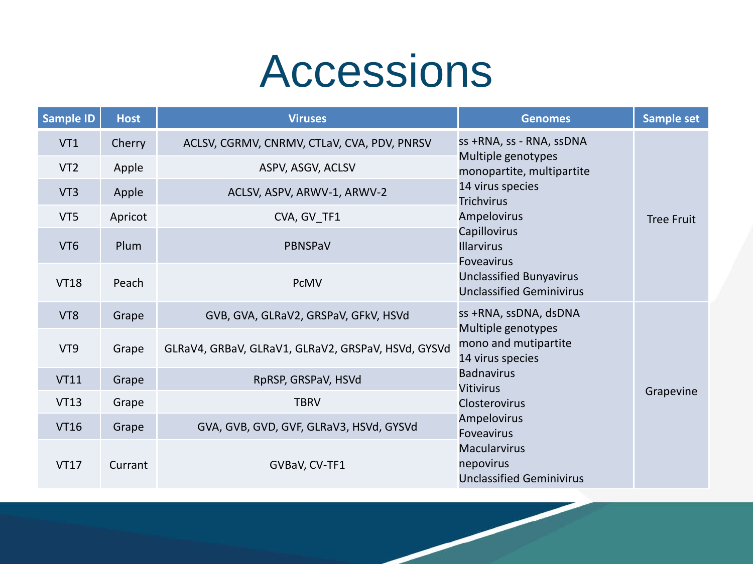# Accessions

| Sample ID | Host | Viruses | Genomes | Sample set |
|---|---|---|---|---|
| VT1 | Cherry | ACLSV, CGRMV, CNRMV, CTLaV, CVA, PDV, PNRSV | ss +RNA, ss - RNA, ssDNA<br>Multiple genotypes<br>monopartite, multipartite<br>14 virus species<br>Trichvirus<br>Ampelovirus<br>Capillovirus<br>Illarvirus<br>Foveavirus<br>Unclassified Bunyavirus<br>Unclassified Geminivirus | Tree Fruit |
| VT2 | Apple | ASPV, ASGV, ACLSV | | |
| VT3 | Apple | ACLSV, ASPV, ARWV-1, ARWV-2 | | |
| VT5 | Apricot | CVA, GV_TF1 | | |
| VT6 | Plum | PBNSPaV | | |
| VT18 | Peach | PcMV | | |
| VT8 | Grape | GVB, GVA, GLRaV2, GRSPaV, GFkV, HSVd | ss +RNA, ssDNA, dsDNA<br>Multiple genotypes<br>mono and mutipartite<br>14 virus species<br>Badnavirus<br>Vitivirus<br>Closterovirus<br>Ampelovirus<br>Foveavirus<br>Macularvirus<br>nepovirus<br>Unclassified Geminivirus | Grapevine |
| VT9 | Grape | GLRaV4, GRBaV, GLRaV1, GLRaV2, GRSPaV, HSVd, GYSVd | | |
| VT11 | Grape | RpRSP, GRSPaV, HSVd | | |
| VT13 | Grape | TBRV | | |
| VT16 | Grape | GVA, GVB, GVD, GVF, GLRaV3, HSVd, GYSVd | | |
| VT17 | Currant | GVBaV, CV-TF1 | | |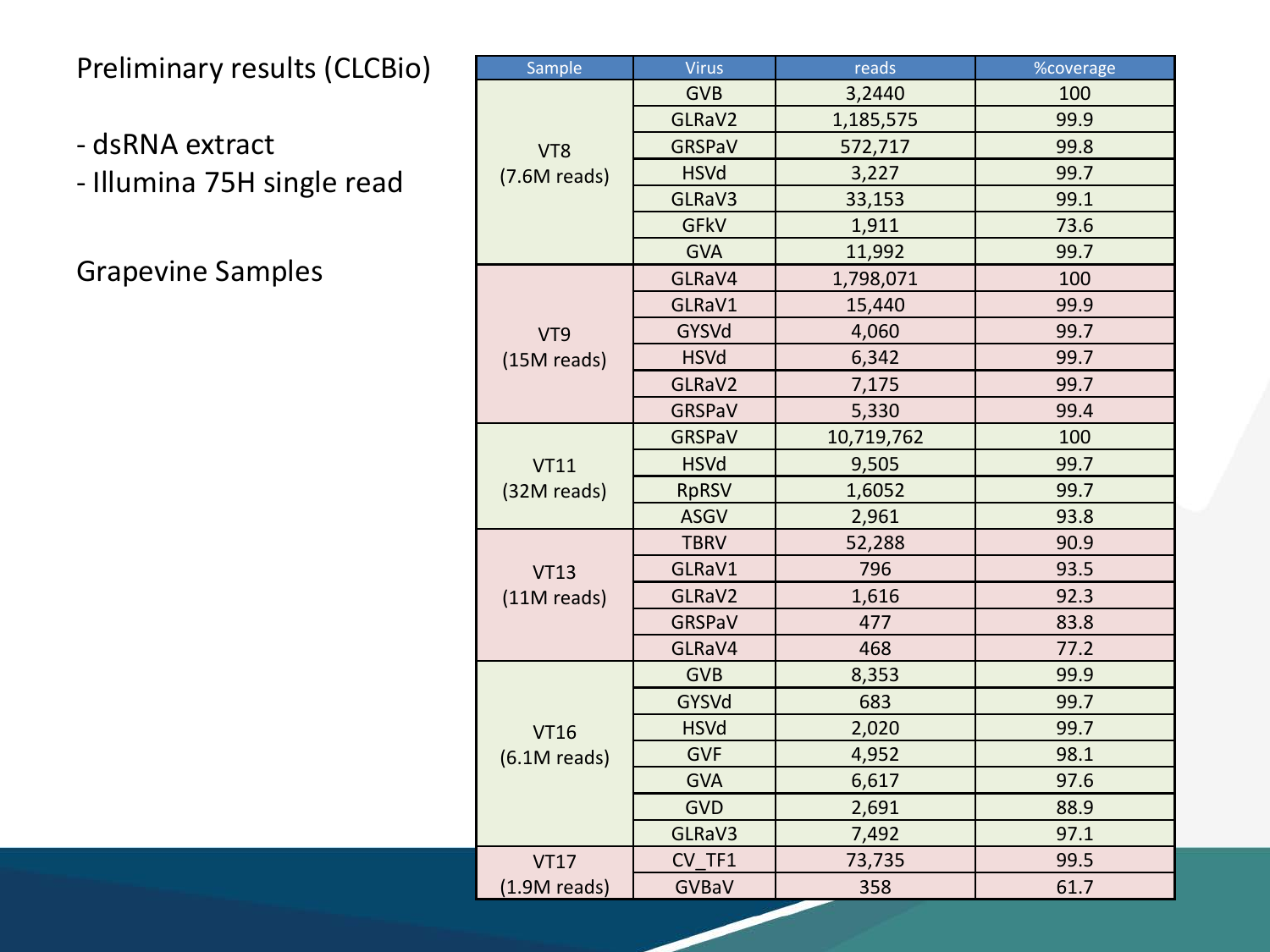Preliminary results (CLCBio)

- dsRNA extract
- Illumina 75H single read

Grapevine Samples

| Sample | Virus | reads | %coverage |
|---|---|---|---|
| VT8 (7.6M reads) | GVB | 3,2440 | 100 |
| | GLRaV2 | 1,185,575 | 99.9 |
| | GRSPaV | 572,717 | 99.8 |
| | HSVd | 3,227 | 99.7 |
| | GLRaV3 | 33,153 | 99.1 |
| | GFkV | 1,911 | 73.6 |
| | GVA | 11,992 | 99.7 |
| VT9 (15M reads) | GLRaV4 | 1,798,071 | 100 |
| | GLRaV1 | 15,440 | 99.9 |
| | GYSVd | 4,060 | 99.7 |
| | HSVd | 6,342 | 99.7 |
| | GLRaV2 | 7,175 | 99.7 |
| | GRSPaV | 5,330 | 99.4 |
| VT11 (32M reads) | GRSPaV | 10,719,762 | 100 |
| | HSVd | 9,505 | 99.7 |
| | RpRSV | 1,6052 | 99.7 |
| | ASGV | 2,961 | 93.8 |
| VT13 (11M reads) | TBRV | 52,288 | 90.9 |
| | GLRaV1 | 796 | 93.5 |
| | GLRaV2 | 1,616 | 92.3 |
| | GRSPaV | 477 | 83.8 |
| | GLRaV4 | 468 | 77.2 |
| VT16 (6.1M reads) | GVB | 8,353 | 99.9 |
| | GYSVd | 683 | 99.7 |
| | HSVd | 2,020 | 99.7 |
| | GVF | 4,952 | 98.1 |
| | GVA | 6,617 | 97.6 |
| | GVD | 2,691 | 88.9 |
| | GLRaV3 | 7,492 | 97.1 |
| VT17 (1.9M reads) | CV_TF1 | 73,735 | 99.5 |
| | GVBaV | 358 | 61.7 |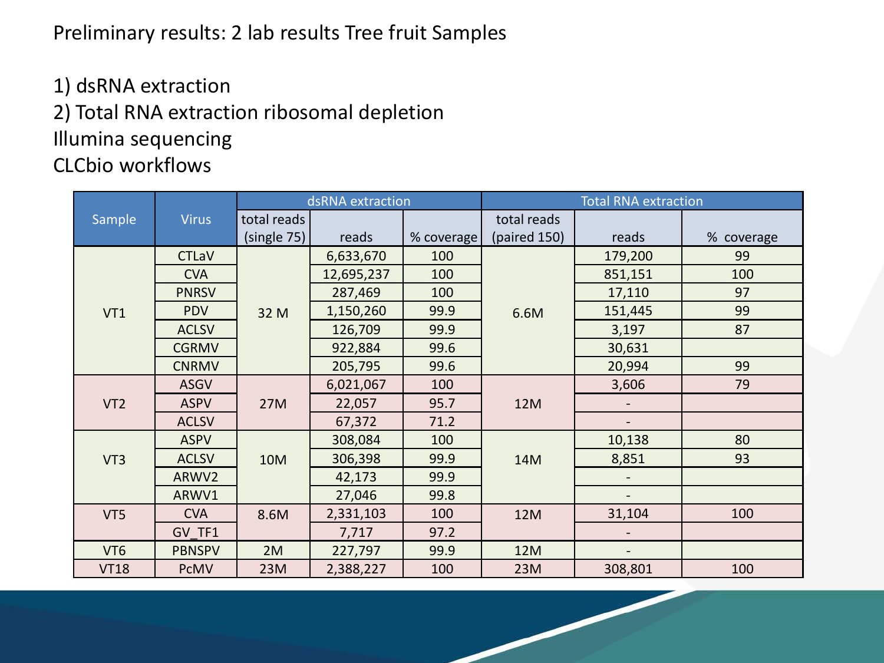Preliminary results: 2 lab results Tree fruit Samples

1) dsRNA extraction
2) Total RNA extraction ribosomal depletion
Illumina sequencing
CLCbio workflows

| Sample | Virus | dsRNA extraction | | | Total RNA extraction | | |
|---|---|---|---|---|---|---|---|
| | | total reads (single 75) | reads | % coverage | total reads (paired 150) | reads | % coverage |
| VT1 | CTLaV | 32 M | 6,633,670 | 100 | 6.6M | 179,200 | 99 |
| | CVA | | 12,695,237 | 100 | | 851,151 | 100 |
| | PNRSV | | 287,469 | 100 | | 17,110 | 97 |
| | PDV | | 1,150,260 | 99.9 | | 151,445 | 99 |
| | ACLSV | | 126,709 | 99.9 | | 3,197 | 87 |
| | CGRMV | | 922,884 | 99.6 | | 30,631 | |
| | CNRMV | | 205,795 | 99.6 | | 20,994 | 99 |
| VT2 | ASGV | 27M | 6,021,067 | 100 | 12M | 3,606 | 79 |
| | ASPV | | 22,057 | 95.7 | | - | |
| | ACLSV | | 67,372 | 71.2 | | - | |
| VT3 | ASPV | 10M | 308,084 | 100 | 14M | 10,138 | 80 |
| | ACLSV | | 306,398 | 99.9 | | 8,851 | 93 |
| | ARWV2 | | 42,173 | 99.9 | | - | |
| | ARWV1 | | 27,046 | 99.8 | | - | |
| VT5 | CVA | 8.6M | 2,331,103 | 100 | 12M | 31,104 | 100 |
| | GV_TF1 | | 7,717 | 97.2 | | - | |
| VT6 | PBNSPV | 2M | 227,797 | 99.9 | 12M | - | |
| VT18 | PcMV | 23M | 2,388,227 | 100 | 23M | 308,801 | 100 |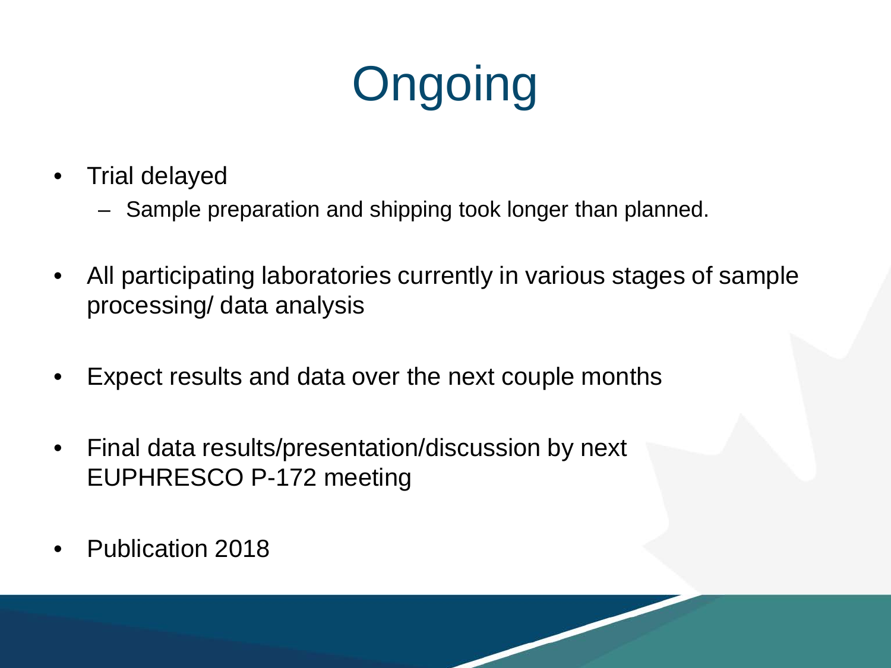# Ongoing

- Trial delayed
  - Sample preparation and shipping took longer than planned.
- All participating laboratories currently in various stages of sample processing/ data analysis
- Expect results and data over the next couple months
- Final data results/presentation/discussion by next EUPHRESCO P-172 meeting
- Publication 2018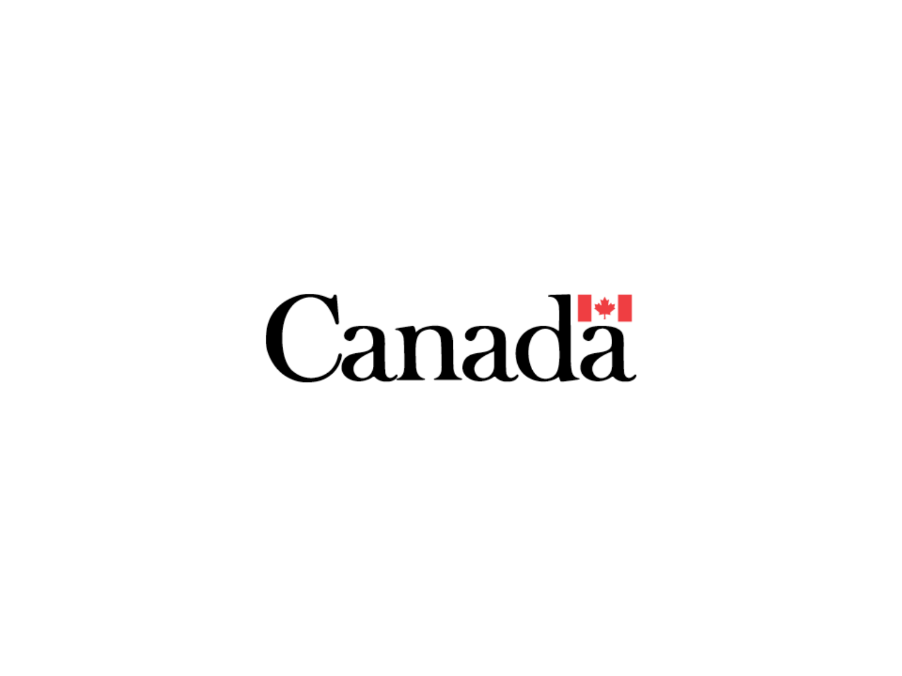Canada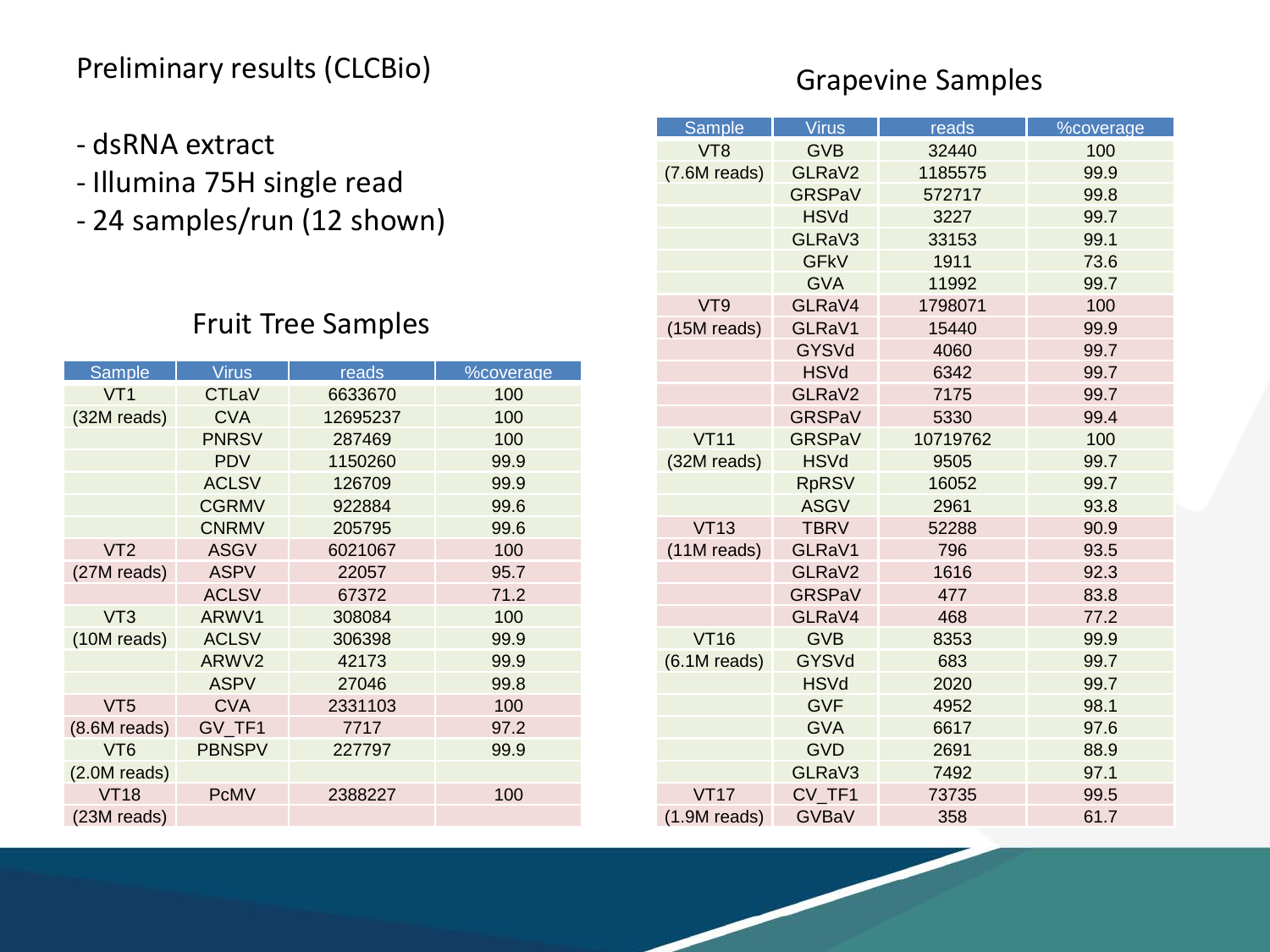Preliminary results (CLCBio)

- dsRNA extract
- Illumina 75H single read
- 24 samples/run (12 shown)

## Fruit Tree Samples

| Sample | Virus | reads | %coverage |
|---|---|---|---|
| VT1 | CTLaV | 6633670 | 100 |
| (32M reads) | CVA | 12695237 | 100 |
| | PNRSV | 287469 | 100 |
| | PDV | 1150260 | 99.9 |
| | ACLSV | 126709 | 99.9 |
| | CGRMV | 922884 | 99.6 |
| | CNRMV | 205795 | 99.6 |
| VT2 | ASGV | 6021067 | 100 |
| (27M reads) | ASPV | 22057 | 95.7 |
| | ACLSV | 67372 | 71.2 |
| VT3 | ARWV1 | 308084 | 100 |
| (10M reads) | ACLSV | 306398 | 99.9 |
| | ARWV2 | 42173 | 99.9 |
| | ASPV | 27046 | 99.8 |
| VT5 | CVA | 2331103 | 100 |
| (8.6M reads) | GV_TF1 | 7717 | 97.2 |
| VT6 | PBNSPV | 227797 | 99.9 |
| (2.0M reads) | | | |
| VT18 | PcMV | 2388227 | 100 |
| (23M reads) | | | |

## Grapevine Samples

| Sample | Virus | reads | %coverage |
|---|---|---|---|
| VT8 | GVB | 32440 | 100 |
| (7.6M reads) | GLRaV2 | 1185575 | 99.9 |
| | GRSPaV | 572717 | 99.8 |
| | HSVd | 3227 | 99.7 |
| | GLRaV3 | 33153 | 99.1 |
| | GFkV | 1911 | 73.6 |
| | GVA | 11992 | 99.7 |
| VT9 | GLRaV4 | 1798071 | 100 |
| (15M reads) | GLRaV1 | 15440 | 99.9 |
| | GYSVd | 4060 | 99.7 |
| | HSVd | 6342 | 99.7 |
| | GLRaV2 | 7175 | 99.7 |
| | GRSPaV | 5330 | 99.4 |
| VT11 | GRSPaV | 10719762 | 100 |
| (32M reads) | HSVd | 9505 | 99.7 |
| | RpRSV | 16052 | 99.7 |
| | ASGV | 2961 | 93.8 |
| VT13 | TBRV | 52288 | 90.9 |
| (11M reads) | GLRaV1 | 796 | 93.5 |
| | GLRaV2 | 1616 | 92.3 |
| | GRSPaV | 477 | 83.8 |
| | GLRaV4 | 468 | 77.2 |
| VT16 | GVB | 8353 | 99.9 |
| (6.1M reads) | GYSVd | 683 | 99.7 |
| | HSVd | 2020 | 99.7 |
| | GVF | 4952 | 98.1 |
| | GVA | 6617 | 97.6 |
| | GVD | 2691 | 88.9 |
| | GLRaV3 | 7492 | 97.1 |
| VT17 | CV_TF1 | 73735 | 99.5 |
| (1.9M reads) | GVBaV | 358 | 61.7 |